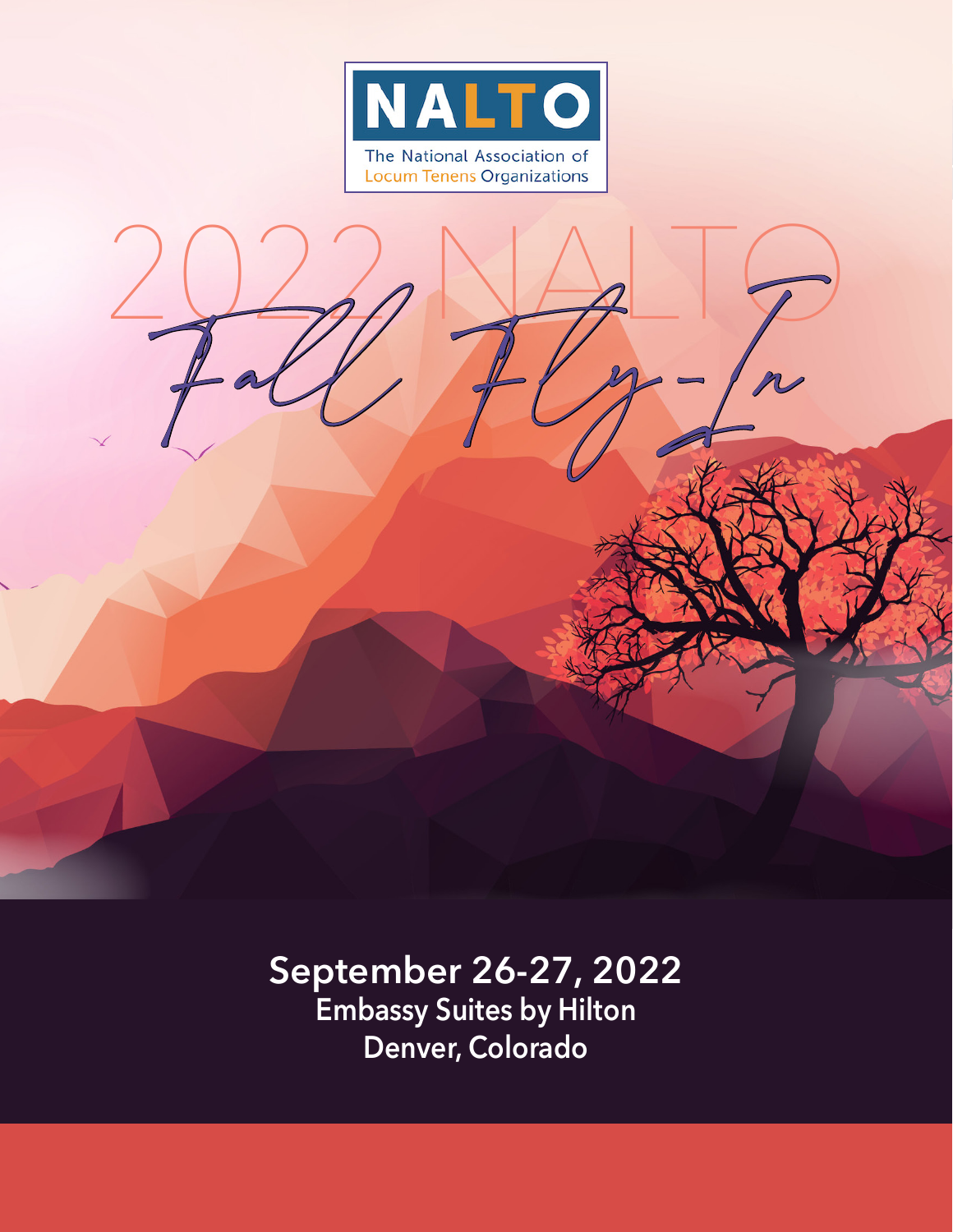# NALTO

The National Association of Locum Tenens Organizations

# 2022 NALTO *Fall Fly-In*

**September 26-27, 2022**

**Embassy Suites by Hilton**

**Denver, Colorado**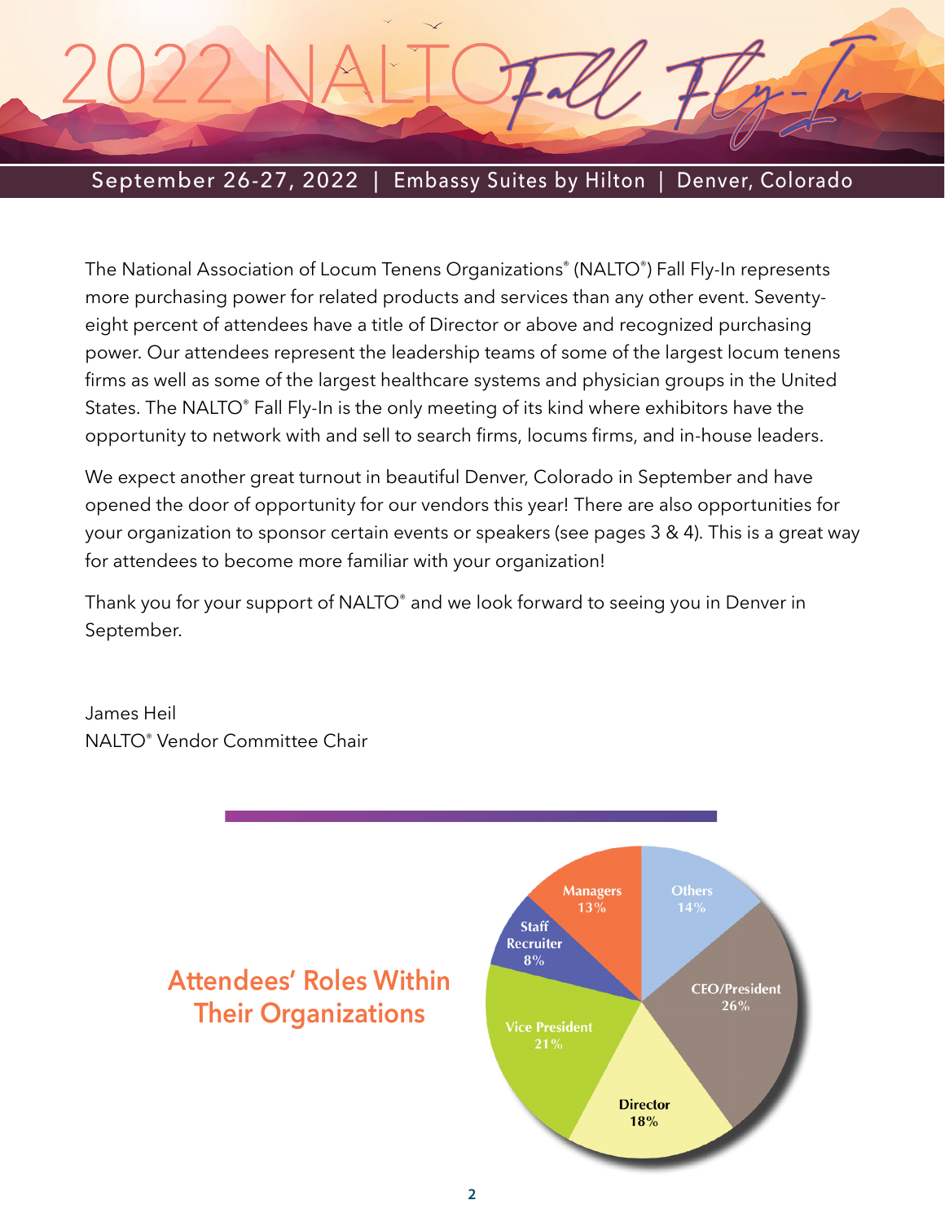# 2022 NALTO *Fall Fly-In*

September 26-27, 2022 | Embassy Suites by Hilton | Denver, Colorado

The National Association of Locum Tenens Organizations® (NALTO®) Fall Fly-In represents more purchasing power for related products and services than any other event. Seventy-eight percent of attendees have a title of Director or above and recognized purchasing power. Our attendees represent the leadership teams of some of the largest locum tenens firms as well as some of the largest healthcare systems and physician groups in the United States. The NALTO® Fall Fly-In is the only meeting of its kind where exhibitors have the opportunity to network with and sell to search firms, locums firms, and in-house leaders.

We expect another great turnout in beautiful Denver, Colorado in September and have opened the door of opportunity for our vendors this year! There are also opportunities for your organization to sponsor certain events or speakers (see pages 3 & 4). This is a great way for attendees to become more familiar with your organization!

Thank you for your support of NALTO® and we look forward to seeing you in Denver in September.

James Heil
NALTO® Vendor Committee Chair

## Attendees' Roles Within Their Organizations

| Role | Percentage |
|---|---|
| CEO/President | 26% |
| Vice President | 21% |
| Director | 18% |
| Others | 14% |
| Managers | 13% |
| Staff Recruiter | 8% |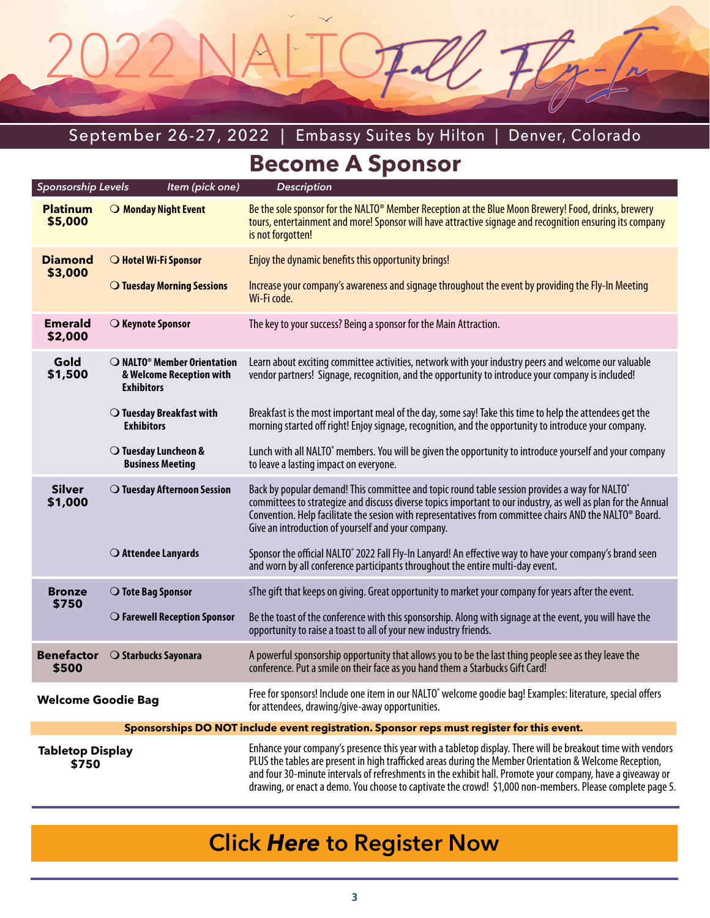# 2022 NALTO Fall Fly-In

September 26-27, 2022 | Embassy Suites by Hilton | Denver, Colorado

## Become A Sponsor

| Sponsorship Levels | Item (pick one) | Description |
|---|---|---|
| **Platinum $5,000** | ❍ **Monday Night Event** | Be the sole sponsor for the NALTO® Member Reception at the Blue Moon Brewery! Food, drinks, brewery tours, entertainment and more! Sponsor will have attractive signage and recognition ensuring its company is not forgotten! |
| **Diamond $3,000** | ❍ **Hotel Wi-Fi Sponsor** | Enjoy the dynamic benefits this opportunity brings! |
| | ❍ **Tuesday Morning Sessions** | Increase your company's awareness and signage throughout the event by providing the Fly-In Meeting Wi-Fi code. |
| **Emerald $2,000** | ❍ **Keynote Sponsor** | The key to your success? Being a sponsor for the Main Attraction. |
| **Gold $1,500** | ❍ **NALTO® Member Orientation & Welcome Reception with Exhibitors** | Learn about exciting committee activities, network with your industry peers and welcome our valuable vendor partners! Signage, recognition, and the opportunity to introduce your company is included! |
| | ❍ **Tuesday Breakfast with Exhibitors** | Breakfast is the most important meal of the day, some say! Take this time to help the attendees get the morning started off right! Enjoy signage, recognition, and the opportunity to introduce your company. |
| | ❍ **Tuesday Luncheon & Business Meeting** | Lunch with all NALTO® members. You will be given the opportunity to introduce yourself and your company to leave a lasting impact on everyone. |
| **Silver $1,000** | ❍ **Tuesday Afternoon Session** | Back by popular demand! This committee and topic round table session provides a way for NALTO® committees to strategize and discuss diverse topics important to our industry, as well as plan for the Annual Convention. Help facilitate the sesion with representatives from committee chairs AND the NALTO® Board. Give an introduction of yourself and your company. |
| | ❍ **Attendee Lanyards** | Sponsor the official NALTO® 2022 Fall Fly-In Lanyard! An effective way to have your company's brand seen and worn by all conference participants throughout the entire multi-day event. |
| **Bronze $750** | ❍ **Tote Bag Sponsor** | sThe gift that keeps on giving. Great opportunity to market your company for years after the event. |
| | ❍ **Farewell Reception Sponsor** | Be the toast of the conference with this sponsorship. Along with signage at the event, you will have the opportunity to raise a toast to all of your new industry friends. |
| **Benefactor $500** | ❍ **Starbucks Sayonara** | A powerful sponsorship opportunity that allows you to be the last thing people see as they leave the conference. Put a smile on their face as you hand them a Starbucks Gift Card! |
| **Welcome Goodie Bag** | | Free for sponsors! Include one item in our NALTO® welcome goodie bag! Examples: literature, special offers for attendees, drawing/give-away opportunities. |

**Sponsorships DO NOT include event registration. Sponsor reps must register for this event.**

**Tabletop Display $750**

Enhance your company's presence this year with a tabletop display. There will be breakout time with vendors PLUS the tables are present in high trafficked areas during the Member Orientation & Welcome Reception, and four 30-minute intervals of refreshments in the exhibit hall. Promote your company, have a giveaway or drawing, or enact a demo. You choose to captivate the crowd! $1,000 non-members. Please complete page 5.

**Click *Here* to Register Now**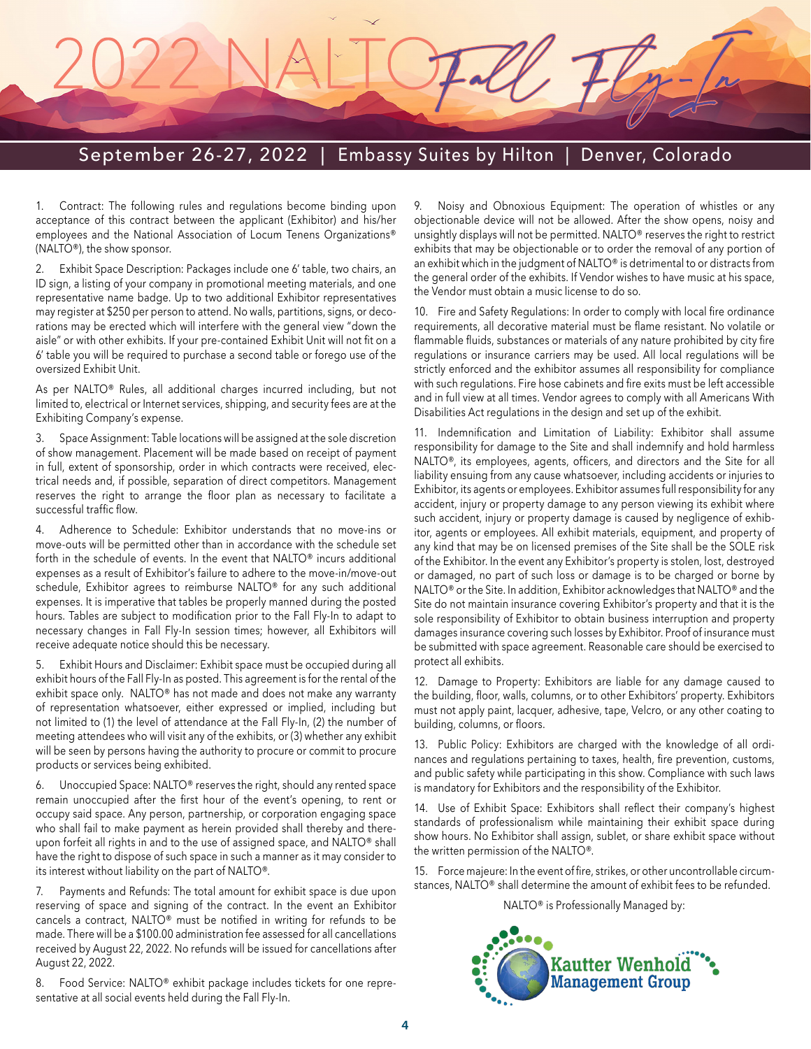# 2022 NALTO Fall Fly-In

September 26-27, 2022 | Embassy Suites by Hilton | Denver, Colorado

1. Contract: The following rules and regulations become binding upon acceptance of this contract between the applicant (Exhibitor) and his/her employees and the National Association of Locum Tenens Organizations® (NALTO®), the show sponsor.

2. Exhibit Space Description: Packages include one 6' table, two chairs, an ID sign, a listing of your company in promotional meeting materials, and one representative name badge. Up to two additional Exhibitor representatives may register at $250 per person to attend. No walls, partitions, signs, or decorations may be erected which will interfere with the general view "down the aisle" or with other exhibits. If your pre-contained Exhibit Unit will not fit on a 6' table you will be required to purchase a second table or forego use of the oversized Exhibit Unit.

As per NALTO® Rules, all additional charges incurred including, but not limited to, electrical or Internet services, shipping, and security fees are at the Exhibiting Company's expense.

3. Space Assignment: Table locations will be assigned at the sole discretion of show management. Placement will be made based on receipt of payment in full, extent of sponsorship, order in which contracts were received, electrical needs and, if possible, separation of direct competitors. Management reserves the right to arrange the floor plan as necessary to facilitate a successful traffic flow.

4. Adherence to Schedule: Exhibitor understands that no move-ins or move-outs will be permitted other than in accordance with the schedule set forth in the schedule of events. In the event that NALTO® incurs additional expenses as a result of Exhibitor's failure to adhere to the move-in/move-out schedule, Exhibitor agrees to reimburse NALTO® for any such additional expenses. It is imperative that tables be properly manned during the posted hours. Tables are subject to modification prior to the Fall Fly-In to adapt to necessary changes in Fall Fly-In session times; however, all Exhibitors will receive adequate notice should this be necessary.

5. Exhibit Hours and Disclaimer: Exhibit space must be occupied during all exhibit hours of the Fall Fly-In as posted. This agreement is for the rental of the exhibit space only. NALTO® has not made and does not make any warranty of representation whatsoever, either expressed or implied, including but not limited to (1) the level of attendance at the Fall Fly-In, (2) the number of meeting attendees who will visit any of the exhibits, or (3) whether any exhibit will be seen by persons having the authority to procure or commit to procure products or services being exhibited.

6. Unoccupied Space: NALTO® reserves the right, should any rented space remain unoccupied after the first hour of the event's opening, to rent or occupy said space. Any person, partnership, or corporation engaging space who shall fail to make payment as herein provided shall thereby and thereupon forfeit all rights in and to the use of assigned space, and NALTO® shall have the right to dispose of such space in such a manner as it may consider to its interest without liability on the part of NALTO®.

7. Payments and Refunds: The total amount for exhibit space is due upon reserving of space and signing of the contract. In the event an Exhibitor cancels a contract, NALTO® must be notified in writing for refunds to be made. There will be a $100.00 administration fee assessed for all cancellations received by August 22, 2022. No refunds will be issued for cancellations after August 22, 2022.

8. Food Service: NALTO® exhibit package includes tickets for one representative at all social events held during the Fall Fly-In.

9. Noisy and Obnoxious Equipment: The operation of whistles or any objectionable device will not be allowed. After the show opens, noisy and unsightly displays will not be permitted. NALTO® reserves the right to restrict exhibits that may be objectionable or to order the removal of any portion of an exhibit which in the judgment of NALTO® is detrimental to or distracts from the general order of the exhibits. If Vendor wishes to have music at his space, the Vendor must obtain a music license to do so.

10. Fire and Safety Regulations: In order to comply with local fire ordinance requirements, all decorative material must be flame resistant. No volatile or flammable fluids, substances or materials of any nature prohibited by city fire regulations or insurance carriers may be used. All local regulations will be strictly enforced and the exhibitor assumes all responsibility for compliance with such regulations. Fire hose cabinets and fire exits must be left accessible and in full view at all times. Vendor agrees to comply with all Americans With Disabilities Act regulations in the design and set up of the exhibit.

11. Indemnification and Limitation of Liability: Exhibitor shall assume responsibility for damage to the Site and shall indemnify and hold harmless NALTO®, its employees, agents, officers, and directors and the Site for all liability ensuing from any cause whatsoever, including accidents or injuries to Exhibitor, its agents or employees. Exhibitor assumes full responsibility for any accident, injury or property damage to any person viewing its exhibit where such accident, injury or property damage is caused by negligence of exhibitor, agents or employees. All exhibit materials, equipment, and property of any kind that may be on licensed premises of the Site shall be the SOLE risk of the Exhibitor. In the event any Exhibitor's property is stolen, lost, destroyed or damaged, no part of such loss or damage is to be charged or borne by NALTO® or the Site. In addition, Exhibitor acknowledges that NALTO® and the Site do not maintain insurance covering Exhibitor's property and that it is the sole responsibility of Exhibitor to obtain business interruption and property damages insurance covering such losses by Exhibitor. Proof of insurance must be submitted with space agreement. Reasonable care should be exercised to protect all exhibits.

12. Damage to Property: Exhibitors are liable for any damage caused to the building, floor, walls, columns, or to other Exhibitors' property. Exhibitors must not apply paint, lacquer, adhesive, tape, Velcro, or any other coating to building, columns, or floors.

13. Public Policy: Exhibitors are charged with the knowledge of all ordinances and regulations pertaining to taxes, health, fire prevention, customs, and public safety while participating in this show. Compliance with such laws is mandatory for Exhibitors and the responsibility of the Exhibitor.

14. Use of Exhibit Space: Exhibitors shall reflect their company's highest standards of professionalism while maintaining their exhibit space during show hours. No Exhibitor shall assign, sublet, or share exhibit space without the written permission of the NALTO®.

15. Force majeure: In the event of fire, strikes, or other uncontrollable circumstances, NALTO® shall determine the amount of exhibit fees to be refunded.

NALTO® is Professionally Managed by:

Kautter Wenhold Management Group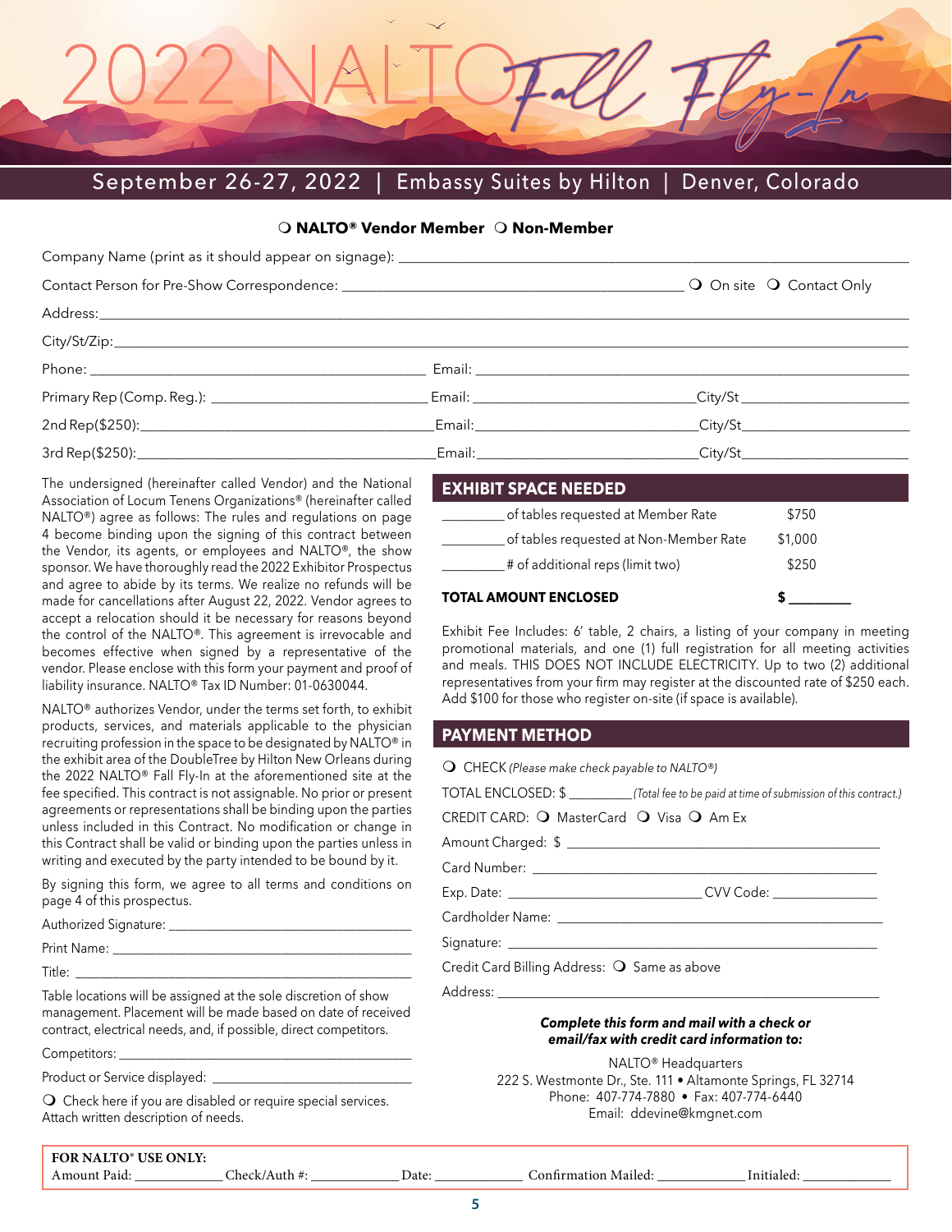# 2022 NALTO Fall Fly-In

September 26-27, 2022 | Embassy Suites by Hilton | Denver, Colorado

❍ **NALTO® Vendor Member** ❍ **Non-Member**

Company Name (print as it should appear on signage): ______________________________________________

Contact Person for Pre-Show Correspondence: ______________________________ ❍ On site ❍ Contact Only

Address: ______________________________________________

City/St/Zip: ______________________________________________

Phone: ______________________ Email: ______________________

Primary Rep (Comp. Reg.): ______________________ Email: ______________________ City/St ______________________

2nd Rep($250): ______________________ Email: ______________________ City/St ______________________

3rd Rep($250): ______________________ Email: ______________________ City/St ______________________

The undersigned (hereinafter called Vendor) and the National Association of Locum Tenens Organizations® (hereinafter called NALTO®) agree as follows: The rules and regulations on page 4 become binding upon the signing of this contract between the Vendor, its agents, or employees and NALTO®, the show sponsor. We have thoroughly read the 2022 Exhibitor Prospectus and agree to abide by its terms. We realize no refunds will be made for cancellations after August 22, 2022. Vendor agrees to accept a relocation should it be necessary for reasons beyond the control of the NALTO®. This agreement is irrevocable and becomes effective when signed by a representative of the vendor. Please enclose with this form your payment and proof of liability insurance. NALTO® Tax ID Number: 01-0630044.

NALTO® authorizes Vendor, under the terms set forth, to exhibit products, services, and materials applicable to the physician recruiting profession in the space to be designated by NALTO® in the exhibit area of the DoubleTree by Hilton New Orleans during the 2022 NALTO® Fall Fly-In at the aforementioned site at the fee specified. This contract is not assignable. No prior or present agreements or representations shall be binding upon the parties unless included in this Contract. No modification or change in this Contract shall be valid or binding upon the parties unless in writing and executed by the party intended to be bound by it.

By signing this form, we agree to all terms and conditions on page 4 of this prospectus.

Authorized Signature: ______________________

Print Name: ______________________

Title: ______________________

Table locations will be assigned at the sole discretion of show management. Placement will be made based on date of received contract, electrical needs, and, if possible, direct competitors.

Competitors: ______________________

Product or Service displayed: ______________________

❍ Check here if you are disabled or require special services. Attach written description of needs.

## EXHIBIT SPACE NEEDED

| | |
|---|---|
| ________ of tables requested at Member Rate | $750 |
| ________ of tables requested at Non-Member Rate | $1,000 |
| ________ # of additional reps (limit two) | $250 |
| **TOTAL AMOUNT ENCLOSED** | **$ ________** |

Exhibit Fee Includes: 6' table, 2 chairs, a listing of your company in meeting promotional materials, and one (1) full registration for all meeting activities and meals. THIS DOES NOT INCLUDE ELECTRICITY. Up to two (2) additional representatives from your firm may register at the discounted rate of $250 each. Add $100 for those who register on-site (if space is available).

## PAYMENT METHOD

❍ CHECK *(Please make check payable to NALTO®)*

TOTAL ENCLOSED: $ ________ *(Total fee to be paid at time of submission of this contract.)*

CREDIT CARD: ❍ MasterCard ❍ Visa ❍ Am Ex

Amount Charged: $ ______________________

Card Number: ______________________

Exp. Date: ______________________ CVV Code: ______________

Cardholder Name: ______________________

Signature: ______________________

Credit Card Billing Address: ❍ Same as above

Address: ______________________

***Complete this form and mail with a check or email/fax with credit card information to:***

NALTO® Headquarters
222 S. Westmonte Dr., Ste. 111 • Altamonte Springs, FL 32714
Phone: 407-774-7880 • Fax: 407-774-6440
Email: ddevine@kmgnet.com

**FOR NALTO® USE ONLY:**
Amount Paid: ____________ Check/Auth #: ____________ Date: ____________ Confirmation Mailed: ____________ Initialed: ____________